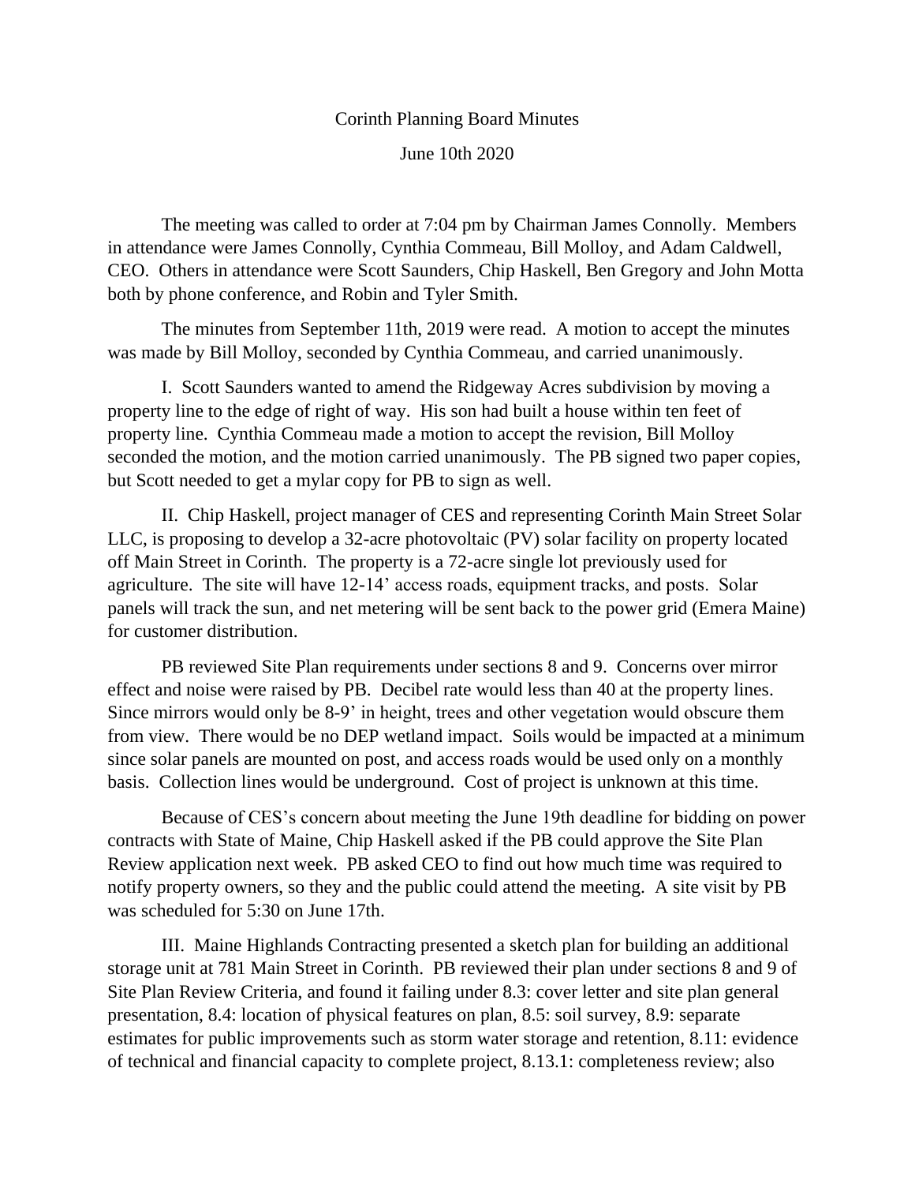Corinth Planning Board Minutes

June 10th 2020

The meeting was called to order at 7:04 pm by Chairman James Connolly. Members in attendance were James Connolly, Cynthia Commeau, Bill Molloy, and Adam Caldwell, CEO. Others in attendance were Scott Saunders, Chip Haskell, Ben Gregory and John Motta both by phone conference, and Robin and Tyler Smith.

The minutes from September 11th, 2019 were read. A motion to accept the minutes was made by Bill Molloy, seconded by Cynthia Commeau, and carried unanimously.

I. Scott Saunders wanted to amend the Ridgeway Acres subdivision by moving a property line to the edge of right of way. His son had built a house within ten feet of property line. Cynthia Commeau made a motion to accept the revision, Bill Molloy seconded the motion, and the motion carried unanimously. The PB signed two paper copies, but Scott needed to get a mylar copy for PB to sign as well.

II. Chip Haskell, project manager of CES and representing Corinth Main Street Solar LLC, is proposing to develop a 32-acre photovoltaic (PV) solar facility on property located off Main Street in Corinth. The property is a 72-acre single lot previously used for agriculture. The site will have 12-14' access roads, equipment tracks, and posts. Solar panels will track the sun, and net metering will be sent back to the power grid (Emera Maine) for customer distribution.

PB reviewed Site Plan requirements under sections 8 and 9. Concerns over mirror effect and noise were raised by PB. Decibel rate would less than 40 at the property lines. Since mirrors would only be 8-9' in height, trees and other vegetation would obscure them from view. There would be no DEP wetland impact. Soils would be impacted at a minimum since solar panels are mounted on post, and access roads would be used only on a monthly basis. Collection lines would be underground. Cost of project is unknown at this time.

Because of CES's concern about meeting the June 19th deadline for bidding on power contracts with State of Maine, Chip Haskell asked if the PB could approve the Site Plan Review application next week. PB asked CEO to find out how much time was required to notify property owners, so they and the public could attend the meeting. A site visit by PB was scheduled for 5:30 on June 17th.

III. Maine Highlands Contracting presented a sketch plan for building an additional storage unit at 781 Main Street in Corinth. PB reviewed their plan under sections 8 and 9 of Site Plan Review Criteria, and found it failing under 8.3: cover letter and site plan general presentation, 8.4: location of physical features on plan, 8.5: soil survey, 8.9: separate estimates for public improvements such as storm water storage and retention, 8.11: evidence of technical and financial capacity to complete project, 8.13.1: completeness review; also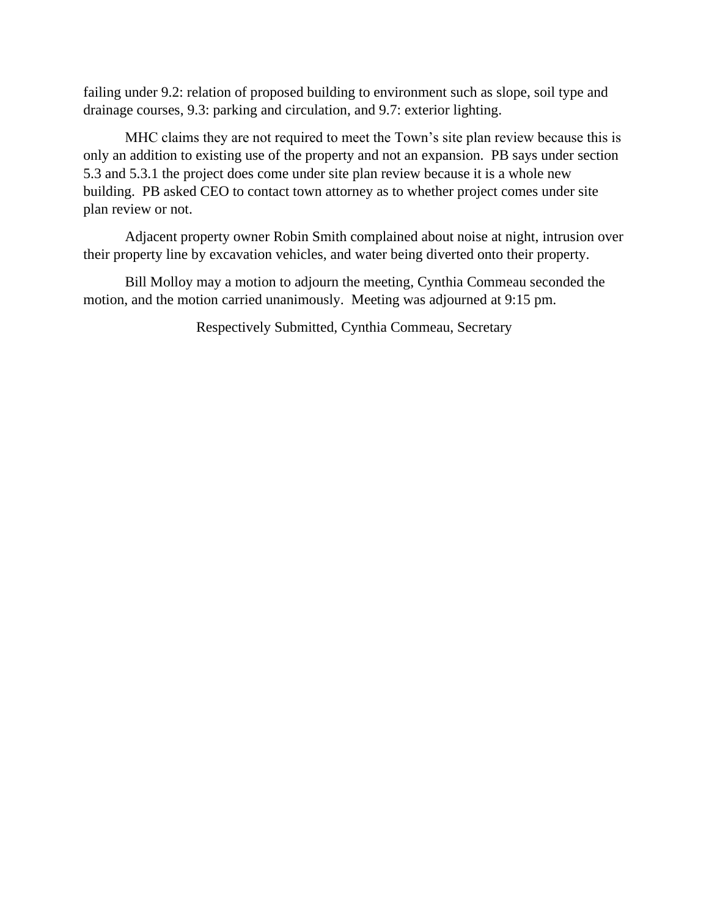failing under 9.2: relation of proposed building to environment such as slope, soil type and drainage courses, 9.3: parking and circulation, and 9.7: exterior lighting.

MHC claims they are not required to meet the Town's site plan review because this is only an addition to existing use of the property and not an expansion. PB says under section 5.3 and 5.3.1 the project does come under site plan review because it is a whole new building. PB asked CEO to contact town attorney as to whether project comes under site plan review or not.

Adjacent property owner Robin Smith complained about noise at night, intrusion over their property line by excavation vehicles, and water being diverted onto their property.

Bill Molloy may a motion to adjourn the meeting, Cynthia Commeau seconded the motion, and the motion carried unanimously. Meeting was adjourned at 9:15 pm.

Respectively Submitted, Cynthia Commeau, Secretary